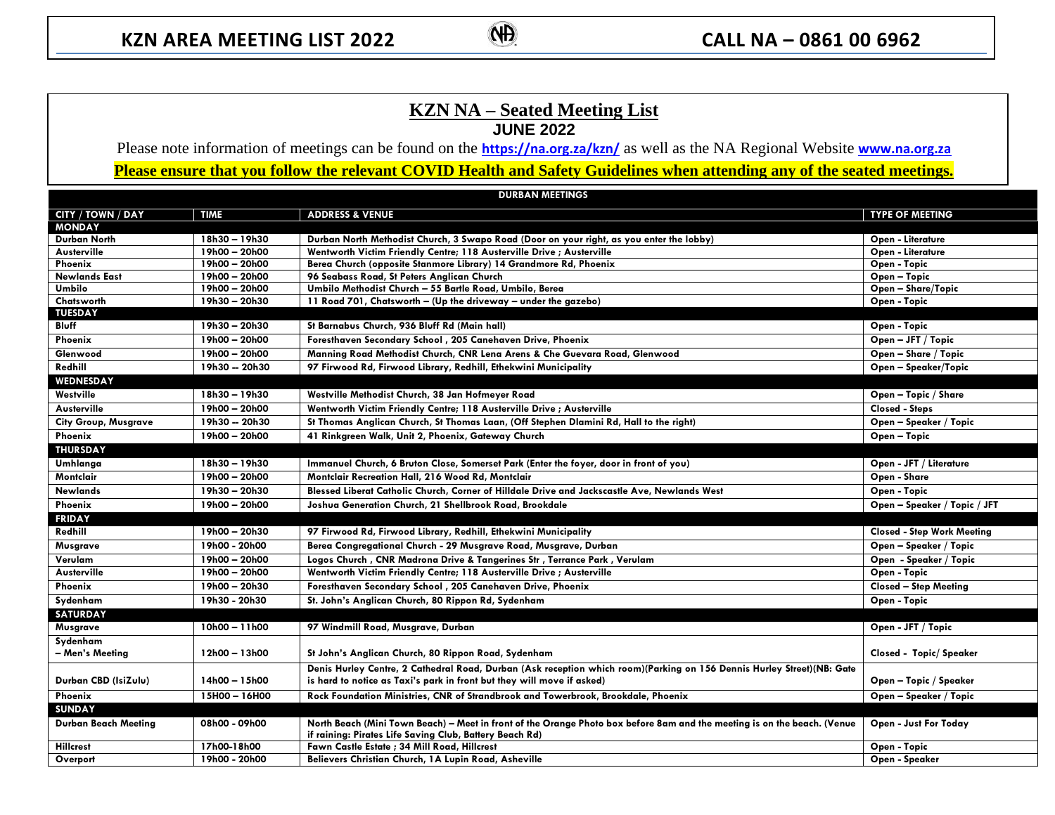# KZN AREA MEETING LIST 2022 — CALL NA – 0861 00 6962

## KZN NA – Seated Meeting List

**JUNE 2022**

Please note information of meetings can be found on the **https://na.org.za/kzn/** as well as the NA Regional Website **www.na.org.za**

**Please ensure that you follow the relevant COVID Health and Safety Guidelines when attending any of the seated meetings.**

| DURBAN MEETINGS | | | |
|---|---|---|---|
| **CITY / TOWN / DAY** | **TIME** | **ADDRESS & VENUE** | **TYPE OF MEETING** |
| **MONDAY** | | | |
| Durban North | 18h30 – 19h30 | Durban North Methodist Church, 3 Swapo Road (Door on your right, as you enter the lobby) | Open - Literature |
| Austerville | 19h00 – 20h00 | Wentworth Victim Friendly Centre; 118 Austerville Drive ; Austerville | Open - Literature |
| Phoenix | 19h00 – 20h00 | Berea Church (opposite Stanmore Library) 14 Grandmore Rd, Phoenix | Open - Topic |
| Newlands East | 19h00 – 20h00 | 96 Seabass Road, St Peters Anglican Church | Open – Topic |
| Umbilo | 19h00 – 20h00 | Umbilo Methodist Church – 55 Bartle Road, Umbilo, Berea | Open – Share/Topic |
| Chatsworth | 19h30 – 20h30 | 11 Road 701, Chatsworth – (Up the driveway – under the gazebo) | Open - Topic |
| **TUESDAY** | | | |
| Bluff | 19h30 – 20h30 | St Barnabus Church, 936 Bluff Rd (Main hall) | Open - Topic |
| Phoenix | 19h00 – 20h00 | Foresthaven Secondary School , 205 Canehaven Drive, Phoenix | Open – JFT / Topic |
| Glenwood | 19h00 – 20h00 | Manning Road Methodist Church, CNR Lena Arens & Che Guevara Road, Glenwood | Open – Share / Topic |
| Redhill | 19h30 – 20h30 | 97 Firwood Rd, Firwood Library, Redhill, Ethekwini Municipality | Open – Speaker/Topic |
| **WEDNESDAY** | | | |
| Westville | 18h30 – 19h30 | Westville Methodist Church, 38 Jan Hofmeyer Road | Open – Topic / Share |
| Austerville | 19h00 – 20h00 | Wentworth Victim Friendly Centre; 118 Austerville Drive ; Austerville | Closed - Steps |
| City Group, Musgrave | 19h30 – 20h30 | St Thomas Anglican Church, St Thomas Laan, (Off Stephen Dlamini Rd, Hall to the right) | Open – Speaker / Topic |
| Phoenix | 19h00 – 20h00 | 41 Rinkgreen Walk, Unit 2, Phoenix, Gateway Church | Open – Topic |
| **THURSDAY** | | | |
| Umhlanga | 18h30 – 19h30 | Immanuel Church, 6 Bruton Close, Somerset Park (Enter the foyer, door in front of you) | Open - JFT / Literature |
| Montclair | 19h00 – 20h00 | Montclair Recreation Hall, 216 Wood Rd, Montclair | Open - Share |
| Newlands | 19h30 – 20h30 | Blessed Liberat Catholic Church, Corner of Hilldale Drive and Jackscastle Ave, Newlands West | Open - Topic |
| Phoenix | 19h00 – 20h00 | Joshua Generation Church, 21 Shellbrook Road, Brookdale | Open – Speaker / Topic / JFT |
| **FRIDAY** | | | |
| Redhill | 19h00 – 20h30 | 97 Firwood Rd, Firwood Library, Redhill, Ethekwini Municipality | Closed - Step Work Meeting |
| Musgrave | 19h00 - 20h00 | Berea Congregational Church - 29 Musgrave Road, Musgrave, Durban | Open – Speaker / Topic |
| Verulam | 19h00 – 20h00 | Logos Church , CNR Madrona Drive & Tangerines Str , Terrance Park , Verulam | Open - Speaker / Topic |
| Austerville | 19h00 – 20h00 | Wentworth Victim Friendly Centre; 118 Austerville Drive ; Austerville | Open - Topic |
| Phoenix | 19h00 – 20h30 | Foresthaven Secondary School , 205 Canehaven Drive, Phoenix | Closed – Step Meeting |
| Sydenham | 19h30 - 20h30 | St. John's Anglican Church, 80 Rippon Rd, Sydenham | Open - Topic |
| **SATURDAY** | | | |
| Musgrave | 10h00 – 11h00 | 97 Windmill Road, Musgrave, Durban | Open - JFT / Topic |
| Sydenham – Men's Meeting | 12h00 – 13h00 | St John's Anglican Church, 80 Rippon Road, Sydenham | Closed - Topic/ Speaker |
| Durban CBD (IsiZulu) | 14h00 – 15h00 | Denis Hurley Centre, 2 Cathedral Road, Durban (Ask reception which room)(Parking on 156 Dennis Hurley Street)(NB: Gate is hard to notice as Taxi's park in front but they will move if asked) | Open – Topic / Speaker |
| Phoenix | 15H00 – 16H00 | Rock Foundation Ministries, CNR of Strandbrook and Towerbrook, Brookdale, Phoenix | Open – Speaker / Topic |
| **SUNDAY** | | | |
| Durban Beach Meeting | 08h00 - 09h00 | North Beach (Mini Town Beach) – Meet in front of the Orange Photo box before 8am and the meeting is on the beach. (Venue if raining: Pirates Life Saving Club, Battery Beach Rd) | Open - Just For Today |
| Hillcrest | 17h00-18h00 | Fawn Castle Estate ; 34 Mill Road, Hillcrest | Open - Topic |
| Overport | 19h00 - 20h00 | Believers Christian Church, 1A Lupin Road, Asheville | Open - Speaker |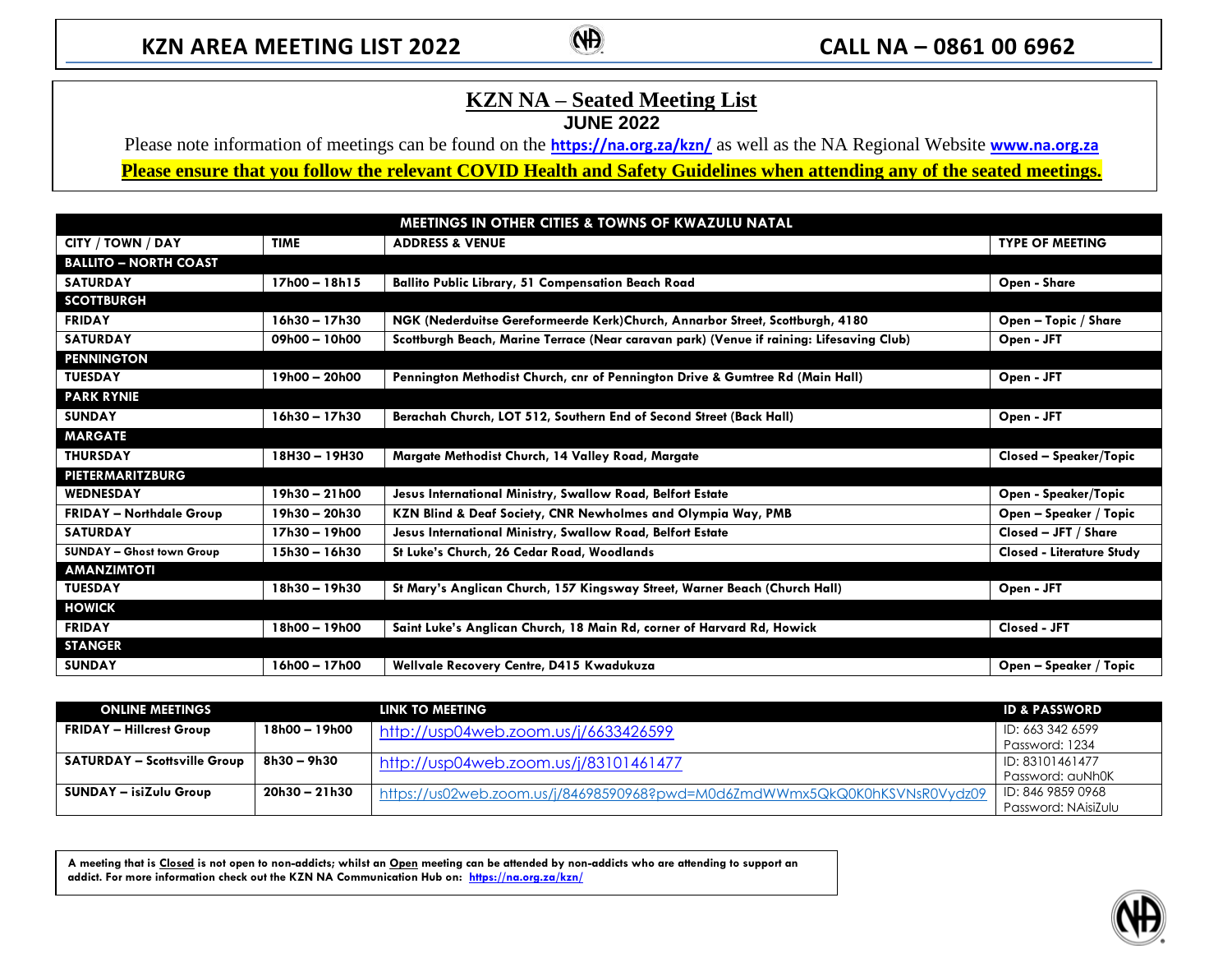# KZN AREA MEETING LIST 2022 | CALL NA – 0861 00 6962

## KZN NA – Seated Meeting List

**JUNE 2022**

Please note information of meetings can be found on the **https://na.org.za/kzn/** as well as the NA Regional Website **www.na.org.za**

**Please ensure that you follow the relevant COVID Health and Safety Guidelines when attending any of the seated meetings.**

| MEETINGS IN OTHER CITIES & TOWNS OF KWAZULU NATAL | | | |
|---|---|---|---|
| **CITY / TOWN / DAY** | **TIME** | **ADDRESS & VENUE** | **TYPE OF MEETING** |
| **BALLITO – NORTH COAST** | | | |
| SATURDAY | 17h00 – 18h15 | Ballito Public Library, 51 Compensation Beach Road | Open - Share |
| **SCOTTBURGH** | | | |
| FRIDAY | 16h30 – 17h30 | NGK (Nederduitse Gereformeerde Kerk)Church, Annarbor Street, Scottburgh, 4180 | Open – Topic / Share |
| SATURDAY | 09h00 – 10h00 | Scottburgh Beach, Marine Terrace (Near caravan park) (Venue if raining: Lifesaving Club) | Open - JFT |
| **PENNINGTON** | | | |
| TUESDAY | 19h00 – 20h00 | Pennington Methodist Church, cnr of Pennington Drive & Gumtree Rd (Main Hall) | Open - JFT |
| **PARK RYNIE** | | | |
| SUNDAY | 16h30 – 17h30 | Berachah Church, LOT 512, Southern End of Second Street (Back Hall) | Open - JFT |
| **MARGATE** | | | |
| THURSDAY | 18H30 – 19H30 | Margate Methodist Church, 14 Valley Road, Margate | Closed – Speaker/Topic |
| **PIETERMARITZBURG** | | | |
| WEDNESDAY | 19h30 – 21h00 | Jesus International Ministry, Swallow Road, Belfort Estate | Open - Speaker/Topic |
| FRIDAY – Northdale Group | 19h30 – 20h30 | KZN Blind & Deaf Society, CNR Newholmes and Olympia Way, PMB | Open – Speaker / Topic |
| SATURDAY | 17h30 – 19h00 | Jesus International Ministry, Swallow Road, Belfort Estate | Closed – JFT / Share |
| SUNDAY – Ghost town Group | 15h30 – 16h30 | St Luke's Church, 26 Cedar Road, Woodlands | Closed - Literature Study |
| **AMANZIMTOTI** | | | |
| TUESDAY | 18h30 – 19h30 | St Mary's Anglican Church, 157 Kingsway Street, Warner Beach (Church Hall) | Open - JFT |
| **HOWICK** | | | |
| FRIDAY | 18h00 – 19h00 | Saint Luke's Anglican Church, 18 Main Rd, corner of Harvard Rd, Howick | Closed - JFT |
| **STANGER** | | | |
| SUNDAY | 16h00 – 17h00 | Wellvale Recovery Centre, D415 Kwadukuza | Open – Speaker / Topic |

| ONLINE MEETINGS | | LINK TO MEETING | ID & PASSWORD |
|---|---|---|---|
| FRIDAY – Hillcrest Group | 18h00 – 19h00 | http://usp04web.zoom.us/j/6633426599 | ID: 663 342 6599<br>Password: 1234 |
| SATURDAY – Scottsville Group | 8h30 – 9h30 | http://usp04web.zoom.us/j/83101461477 | ID: 83101461477<br>Password: auNh0K |
| SUNDAY – isiZulu Group | 20h30 – 21h30 | https://us02web.zoom.us/j/84698590968?pwd=M0d6ZmdWWmx5QkQ0K0hKSVNsR0Vydz09 | ID: 846 9859 0968<br>Password: NAisiZulu |

**A meeting that is Closed is not open to non-addicts; whilst an Open meeting can be attended by non-addicts who are attending to support an addict. For more information check out the KZN NA Communication Hub on: https://na.org.za/kzn/**